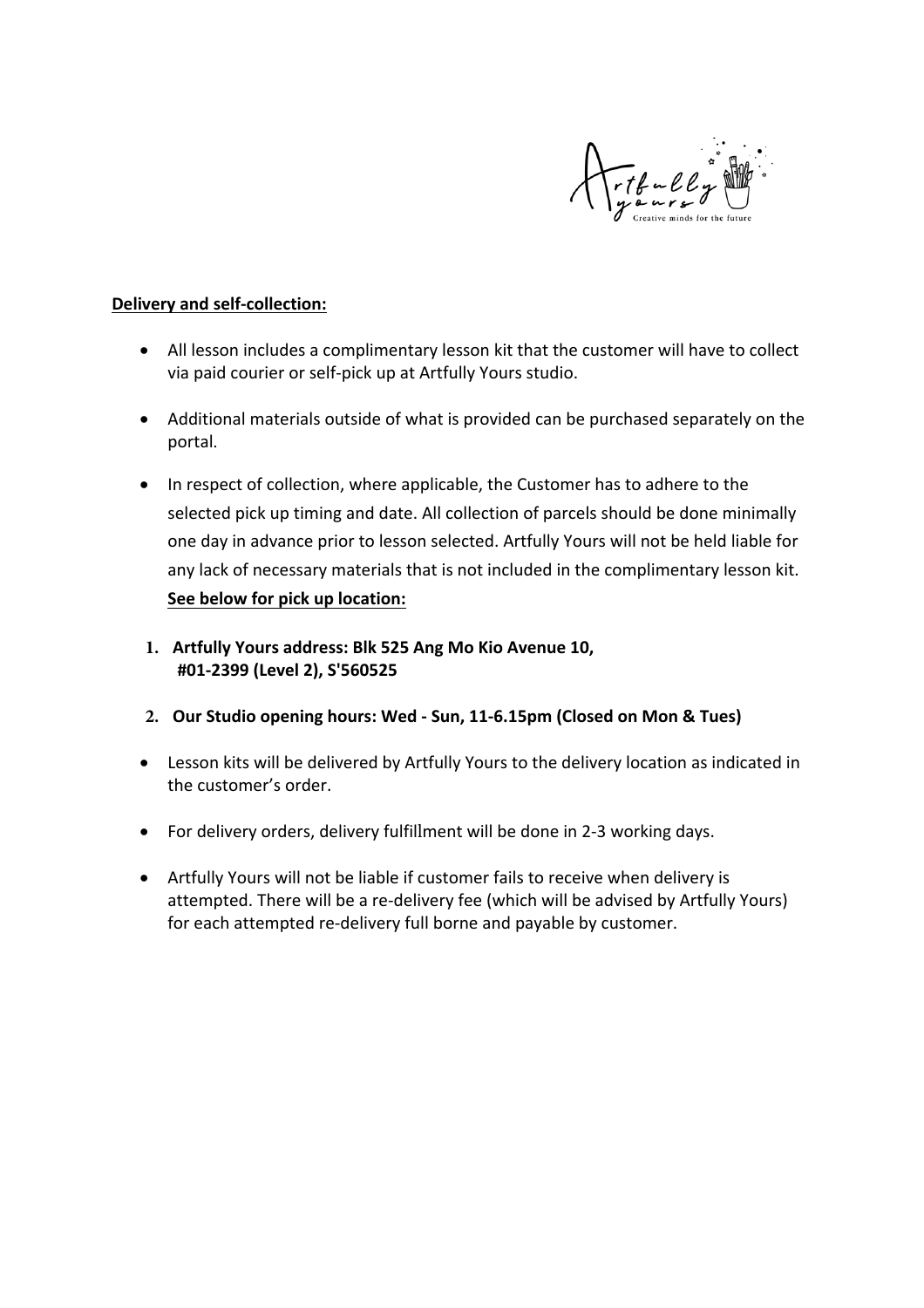**Delivery and self-collection:**

- All lesson includes a complimentary lesson kit that the customer will have to collect via paid courier or self-pick up at Artfully Yours studio.
- Additional materials outside of what is provided can be purchased separately on the portal.
- In respect of collection, where applicable, the Customer has to adhere to the selected pick up timing and date. All collection of parcels should be done minimally one day in advance prior to lesson selected. Artfully Yours will not be held liable for any lack of necessary materials that is not included in the complimentary lesson kit. **See below for pick up location:**

1. **Artfully Yours address: Blk 525 Ang Mo Kio Avenue 10, #01-2399 (Level 2), S'560525**
2. **Our Studio opening hours: Wed - Sun, 11-6.15pm (Closed on Mon & Tues)**

- Lesson kits will be delivered by Artfully Yours to the delivery location as indicated in the customer's order.
- For delivery orders, delivery fulfillment will be done in 2-3 working days.
- Artfully Yours will not be liable if customer fails to receive when delivery is attempted. There will be a re-delivery fee (which will be advised by Artfully Yours) for each attempted re-delivery full borne and payable by customer.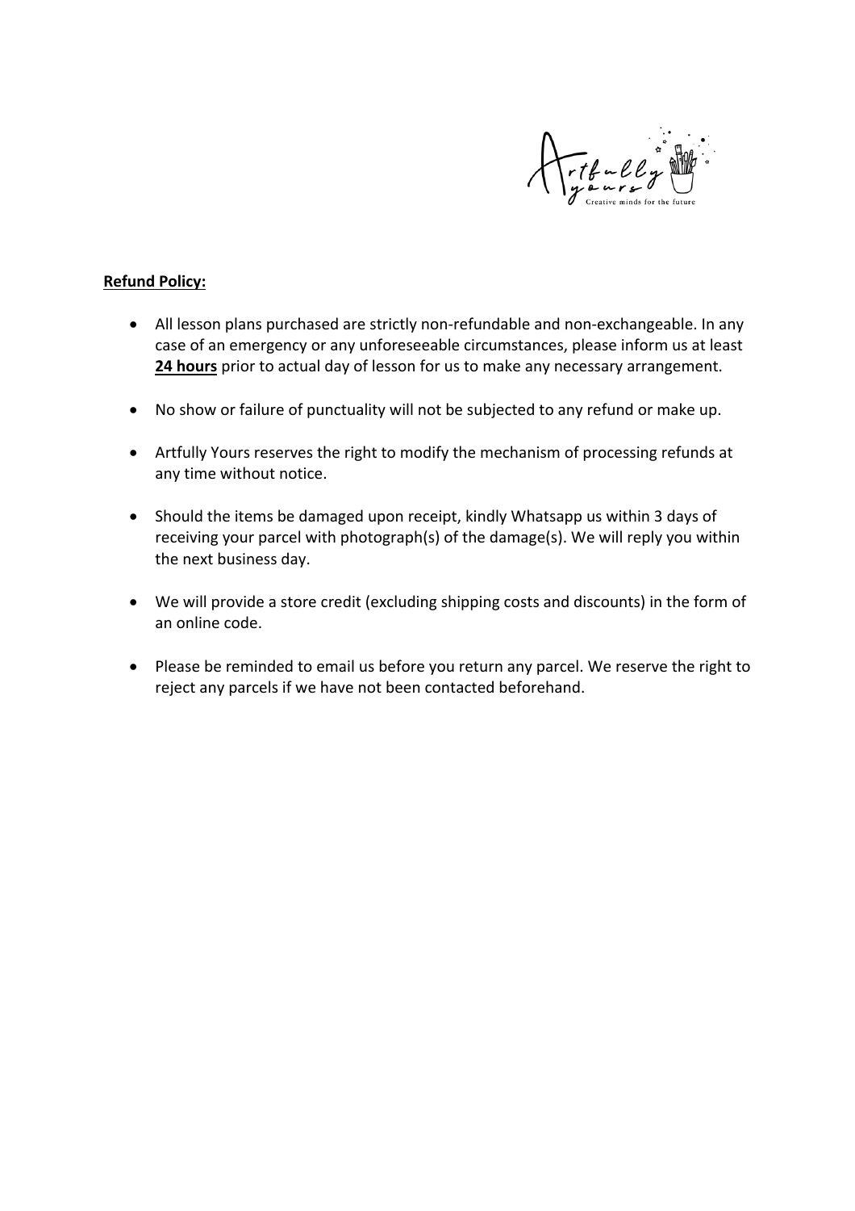**Refund Policy:**

- All lesson plans purchased are strictly non-refundable and non-exchangeable. In any case of an emergency or any unforeseeable circumstances, please inform us at least **24 hours** prior to actual day of lesson for us to make any necessary arrangement.

- No show or failure of punctuality will not be subjected to any refund or make up.

- Artfully Yours reserves the right to modify the mechanism of processing refunds at any time without notice.

- Should the items be damaged upon receipt, kindly Whatsapp us within 3 days of receiving your parcel with photograph(s) of the damage(s). We will reply you within the next business day.

- We will provide a store credit (excluding shipping costs and discounts) in the form of an online code.

- Please be reminded to email us before you return any parcel. We reserve the right to reject any parcels if we have not been contacted beforehand.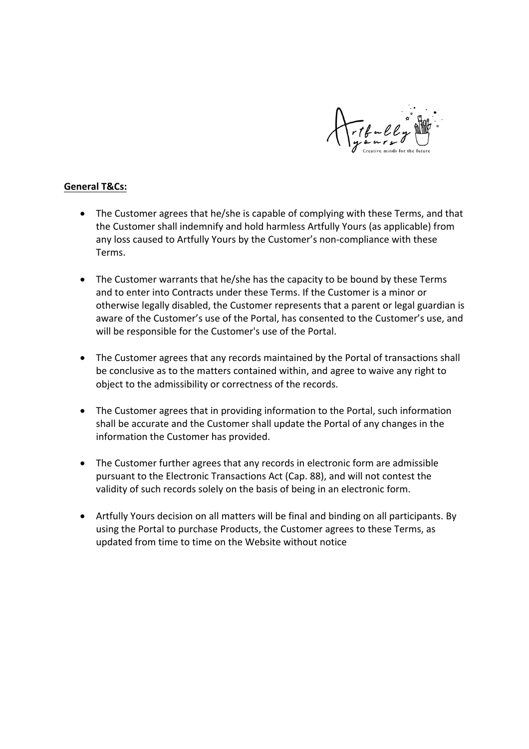**General T&Cs:**

- The Customer agrees that he/she is capable of complying with these Terms, and that the Customer shall indemnify and hold harmless Artfully Yours (as applicable) from any loss caused to Artfully Yours by the Customer's non-compliance with these Terms.

- The Customer warrants that he/she has the capacity to be bound by these Terms and to enter into Contracts under these Terms. If the Customer is a minor or otherwise legally disabled, the Customer represents that a parent or legal guardian is aware of the Customer's use of the Portal, has consented to the Customer's use, and will be responsible for the Customer's use of the Portal.

- The Customer agrees that any records maintained by the Portal of transactions shall be conclusive as to the matters contained within, and agree to waive any right to object to the admissibility or correctness of the records.

- The Customer agrees that in providing information to the Portal, such information shall be accurate and the Customer shall update the Portal of any changes in the information the Customer has provided.

- The Customer further agrees that any records in electronic form are admissible pursuant to the Electronic Transactions Act (Cap. 88), and will not contest the validity of such records solely on the basis of being in an electronic form.

- Artfully Yours decision on all matters will be final and binding on all participants. By using the Portal to purchase Products, the Customer agrees to these Terms, as updated from time to time on the Website without notice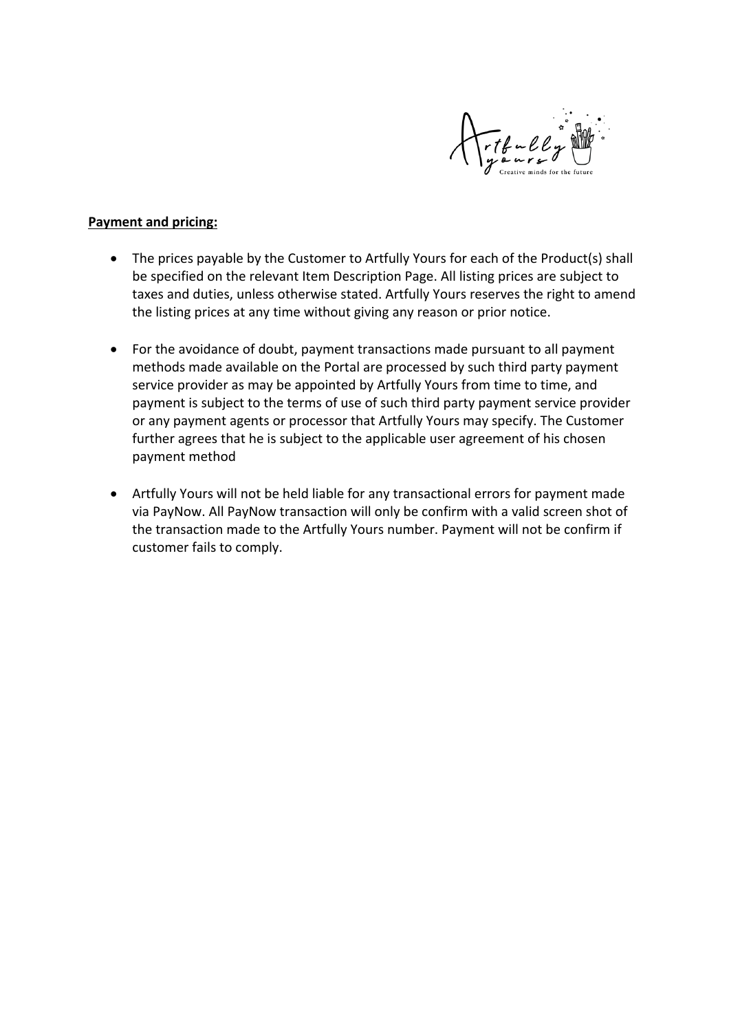**Payment and pricing:**

- The prices payable by the Customer to Artfully Yours for each of the Product(s) shall be specified on the relevant Item Description Page. All listing prices are subject to taxes and duties, unless otherwise stated. Artfully Yours reserves the right to amend the listing prices at any time without giving any reason or prior notice.

- For the avoidance of doubt, payment transactions made pursuant to all payment methods made available on the Portal are processed by such third party payment service provider as may be appointed by Artfully Yours from time to time, and payment is subject to the terms of use of such third party payment service provider or any payment agents or processor that Artfully Yours may specify. The Customer further agrees that he is subject to the applicable user agreement of his chosen payment method

- Artfully Yours will not be held liable for any transactional errors for payment made via PayNow. All PayNow transaction will only be confirm with a valid screen shot of the transaction made to the Artfully Yours number. Payment will not be confirm if customer fails to comply.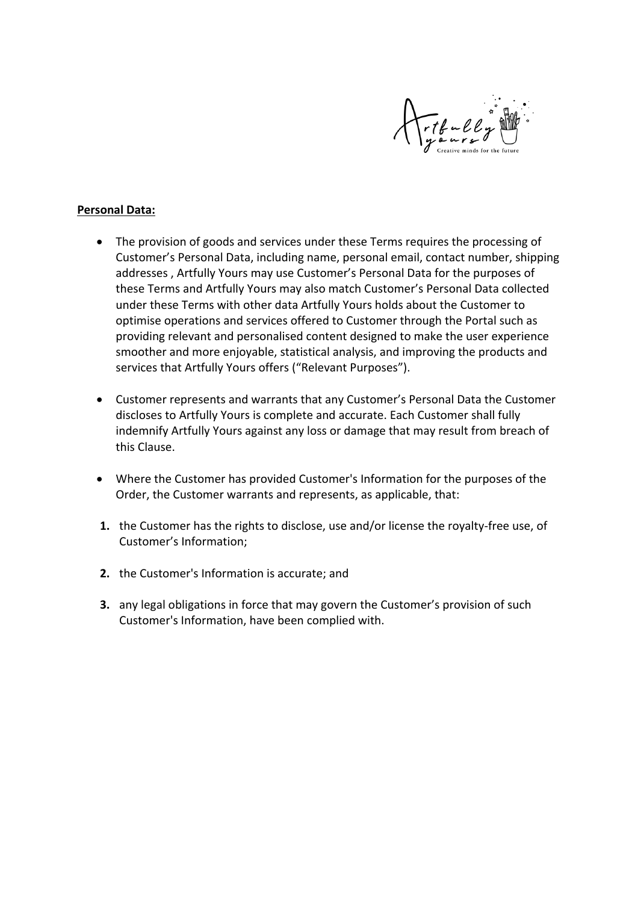**Personal Data:**

- The provision of goods and services under these Terms requires the processing of Customer's Personal Data, including name, personal email, contact number, shipping addresses , Artfully Yours may use Customer's Personal Data for the purposes of these Terms and Artfully Yours may also match Customer's Personal Data collected under these Terms with other data Artfully Yours holds about the Customer to optimise operations and services offered to Customer through the Portal such as providing relevant and personalised content designed to make the user experience smoother and more enjoyable, statistical analysis, and improving the products and services that Artfully Yours offers ("Relevant Purposes").

- Customer represents and warrants that any Customer's Personal Data the Customer discloses to Artfully Yours is complete and accurate. Each Customer shall fully indemnify Artfully Yours against any loss or damage that may result from breach of this Clause.

- Where the Customer has provided Customer's Information for the purposes of the Order, the Customer warrants and represents, as applicable, that:

1. the Customer has the rights to disclose, use and/or license the royalty-free use, of Customer's Information;
2. the Customer's Information is accurate; and
3. any legal obligations in force that may govern the Customer's provision of such Customer's Information, have been complied with.